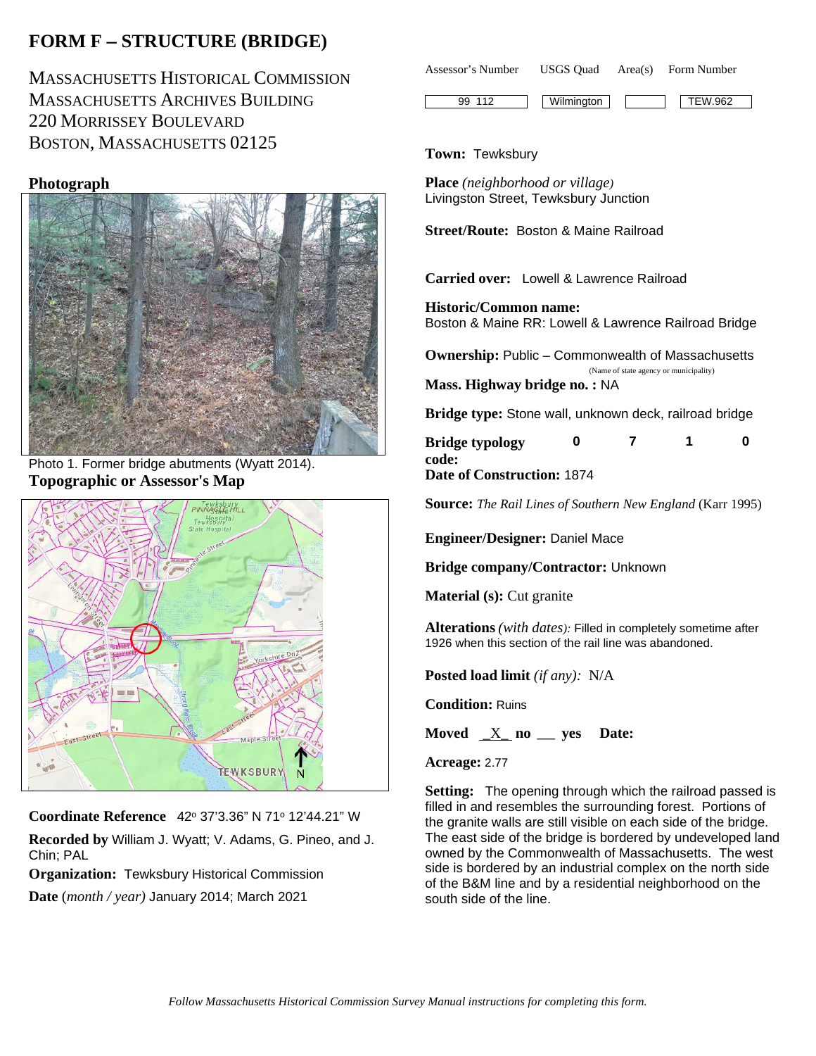# FORM F – STRUCTURE (BRIDGE)

MASSACHUSETTS HISTORICAL COMMISSION
MASSACHUSETTS ARCHIVES BUILDING
220 MORRISSEY BOULEVARD
BOSTON, MASSACHUSETTS 02125

| Assessor's Number | USGS Quad | Area(s) | Form Number |
|---|---|---|---|
| 99 112 | Wilmington | | TEW.962 |

**Photograph**

Photo 1. Former bridge abutments (Wyatt 2014).

**Topographic or Assessor's Map**

**Coordinate Reference** 42º 37'3.36" N 71º 12'44.21" W

**Recorded by** William J. Wyatt; V. Adams, G. Pineo, and J. Chin; PAL

**Organization:** Tewksbury Historical Commission

**Date** *(month / year)* January 2014; March 2021

**Town:** Tewksbury

**Place** *(neighborhood or village)*
Livingston Street, Tewksbury Junction

**Street/Route:** Boston & Maine Railroad

**Carried over:** Lowell & Lawrence Railroad

**Historic/Common name:**
Boston & Maine RR: Lowell & Lawrence Railroad Bridge

**Ownership:** Public – Commonwealth of Massachusetts
(Name of state agency or municipality)

**Mass. Highway bridge no. :** NA

**Bridge type:** Stone wall, unknown deck, railroad bridge

**Bridge typology code:** 0 7 1 0

**Date of Construction:** 1874

**Source:** *The Rail Lines of Southern New England* (Karr 1995)

**Engineer/Designer:** Daniel Mace

**Bridge company/Contractor:** Unknown

**Material (s):** Cut granite

**Alterations** *(with dates)*: Filled in completely sometime after 1926 when this section of the rail line was abandoned.

**Posted load limit** *(if any)*: N/A

**Condition:** Ruins

**Moved** \_X\_ **no** \_\_ **yes** **Date:**

**Acreage:** 2.77

**Setting:** The opening through which the railroad passed is filled in and resembles the surrounding forest. Portions of the granite walls are still visible on each side of the bridge. The east side of the bridge is bordered by undeveloped land owned by the Commonwealth of Massachusetts. The west side is bordered by an industrial complex on the north side of the B&M line and by a residential neighborhood on the south side of the line.

*Follow Massachusetts Historical Commission Survey Manual instructions for completing this form.*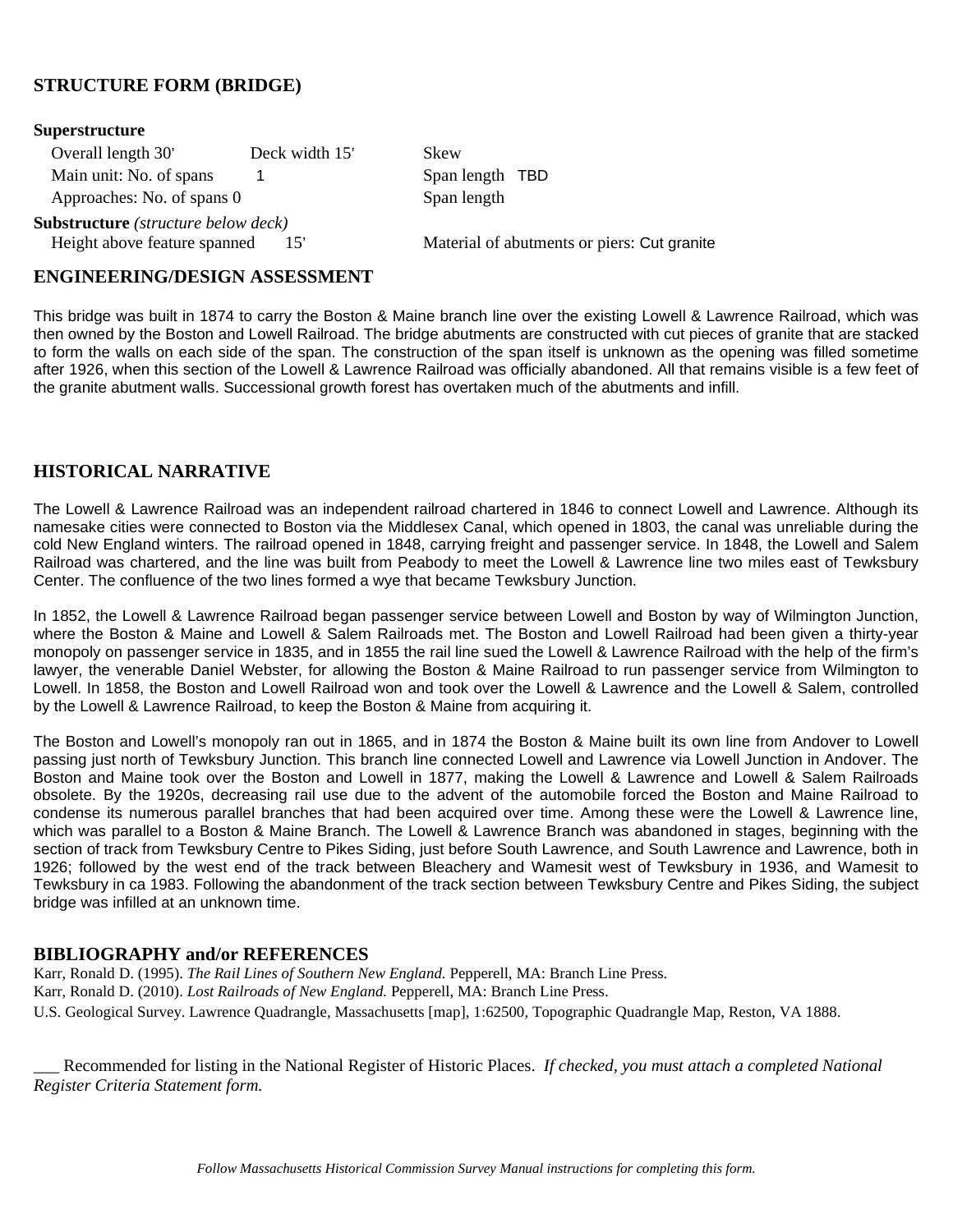## STRUCTURE FORM (BRIDGE)

**Superstructure**

Overall length 30'    Deck width 15'    Skew

Main unit: No. of spans 1    Span length TBD

Approaches: No. of spans 0    Span length

**Substructure** *(structure below deck)*

Height above feature spanned 15'    Material of abutments or piers: Cut granite

## ENGINEERING/DESIGN ASSESSMENT

This bridge was built in 1874 to carry the Boston & Maine branch line over the existing Lowell & Lawrence Railroad, which was then owned by the Boston and Lowell Railroad. The bridge abutments are constructed with cut pieces of granite that are stacked to form the walls on each side of the span. The construction of the span itself is unknown as the opening was filled sometime after 1926, when this section of the Lowell & Lawrence Railroad was officially abandoned. All that remains visible is a few feet of the granite abutment walls. Successional growth forest has overtaken much of the abutments and infill.

## HISTORICAL NARRATIVE

The Lowell & Lawrence Railroad was an independent railroad chartered in 1846 to connect Lowell and Lawrence. Although its namesake cities were connected to Boston via the Middlesex Canal, which opened in 1803, the canal was unreliable during the cold New England winters. The railroad opened in 1848, carrying freight and passenger service. In 1848, the Lowell and Salem Railroad was chartered, and the line was built from Peabody to meet the Lowell & Lawrence line two miles east of Tewksbury Center. The confluence of the two lines formed a wye that became Tewksbury Junction.

In 1852, the Lowell & Lawrence Railroad began passenger service between Lowell and Boston by way of Wilmington Junction, where the Boston & Maine and Lowell & Salem Railroads met. The Boston and Lowell Railroad had been given a thirty-year monopoly on passenger service in 1835, and in 1855 the rail line sued the Lowell & Lawrence Railroad with the help of the firm's lawyer, the venerable Daniel Webster, for allowing the Boston & Maine Railroad to run passenger service from Wilmington to Lowell. In 1858, the Boston and Lowell Railroad won and took over the Lowell & Lawrence and the Lowell & Salem, controlled by the Lowell & Lawrence Railroad, to keep the Boston & Maine from acquiring it.

The Boston and Lowell's monopoly ran out in 1865, and in 1874 the Boston & Maine built its own line from Andover to Lowell passing just north of Tewksbury Junction. This branch line connected Lowell and Lawrence via Lowell Junction in Andover. The Boston and Maine took over the Boston and Lowell in 1877, making the Lowell & Lawrence and Lowell & Salem Railroads obsolete. By the 1920s, decreasing rail use due to the advent of the automobile forced the Boston and Maine Railroad to condense its numerous parallel branches that had been acquired over time. Among these were the Lowell & Lawrence line, which was parallel to a Boston & Maine Branch. The Lowell & Lawrence Branch was abandoned in stages, beginning with the section of track from Tewksbury Centre to Pikes Siding, just before South Lawrence, and South Lawrence and Lawrence, both in 1926; followed by the west end of the track between Bleachery and Wamesit west of Tewksbury in 1936, and Wamesit to Tewksbury in ca 1983. Following the abandonment of the track section between Tewksbury Centre and Pikes Siding, the subject bridge was infilled at an unknown time.

## BIBLIOGRAPHY and/or REFERENCES

Karr, Ronald D. (1995). *The Rail Lines of Southern New England.* Pepperell, MA: Branch Line Press.

Karr, Ronald D. (2010). *Lost Railroads of New England.* Pepperell, MA: Branch Line Press.

U.S. Geological Survey. Lawrence Quadrangle, Massachusetts [map], 1:62500, Topographic Quadrangle Map, Reston, VA 1888.

___ Recommended for listing in the National Register of Historic Places. *If checked, you must attach a completed National Register Criteria Statement form.*

*Follow Massachusetts Historical Commission Survey Manual instructions for completing this form.*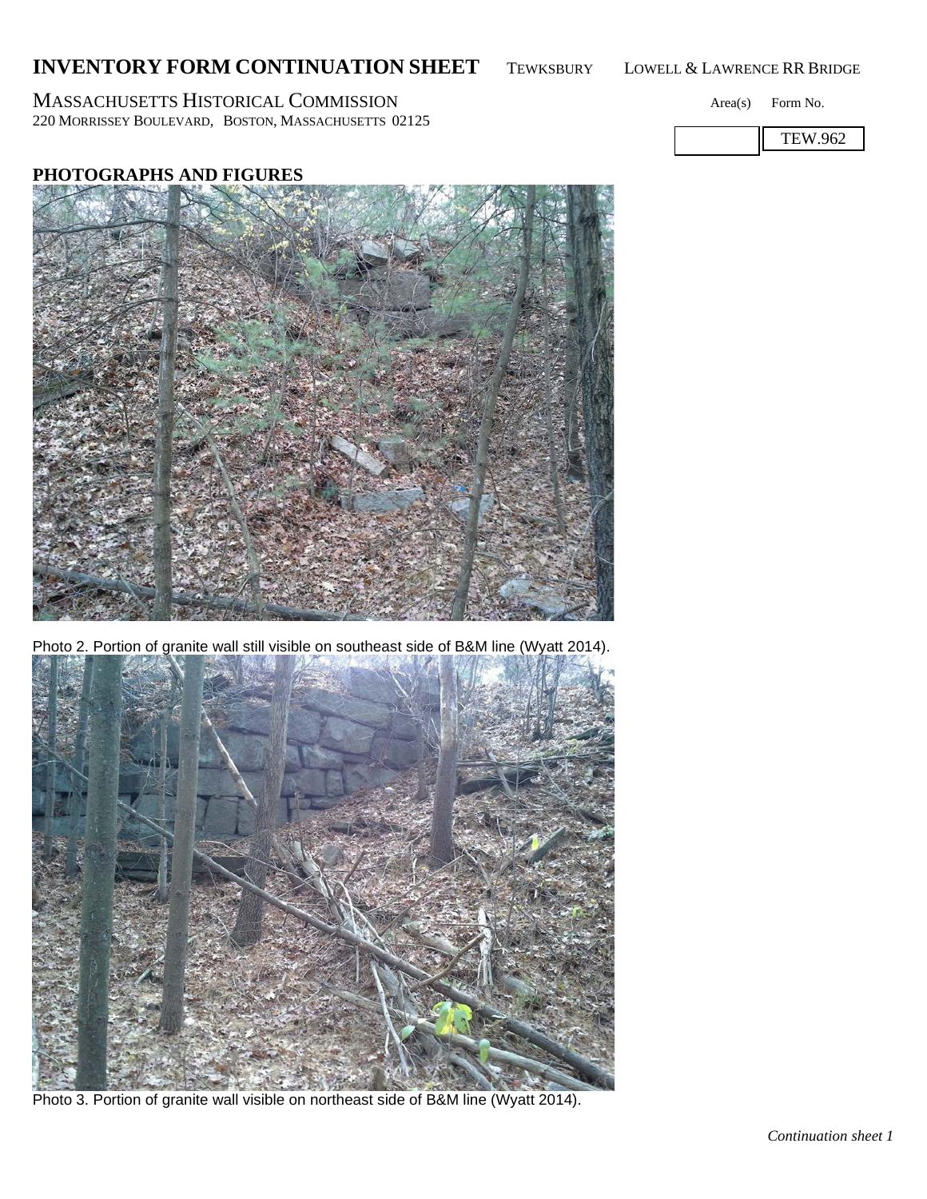# INVENTORY FORM CONTINUATION SHEET

TEWKSBURY LOWELL & LAWRENCE RR BRIDGE

MASSACHUSETTS HISTORICAL COMMISSION
220 MORRISSEY BOULEVARD, BOSTON, MASSACHUSETTS 02125

| Area(s) | Form No. |
|---|---|
| | TEW.962 |

## PHOTOGRAPHS AND FIGURES

Photo 2. Portion of granite wall still visible on southeast side of B&M line (Wyatt 2014).

Photo 3. Portion of granite wall visible on northeast side of B&M line (Wyatt 2014).

*Continuation sheet 1*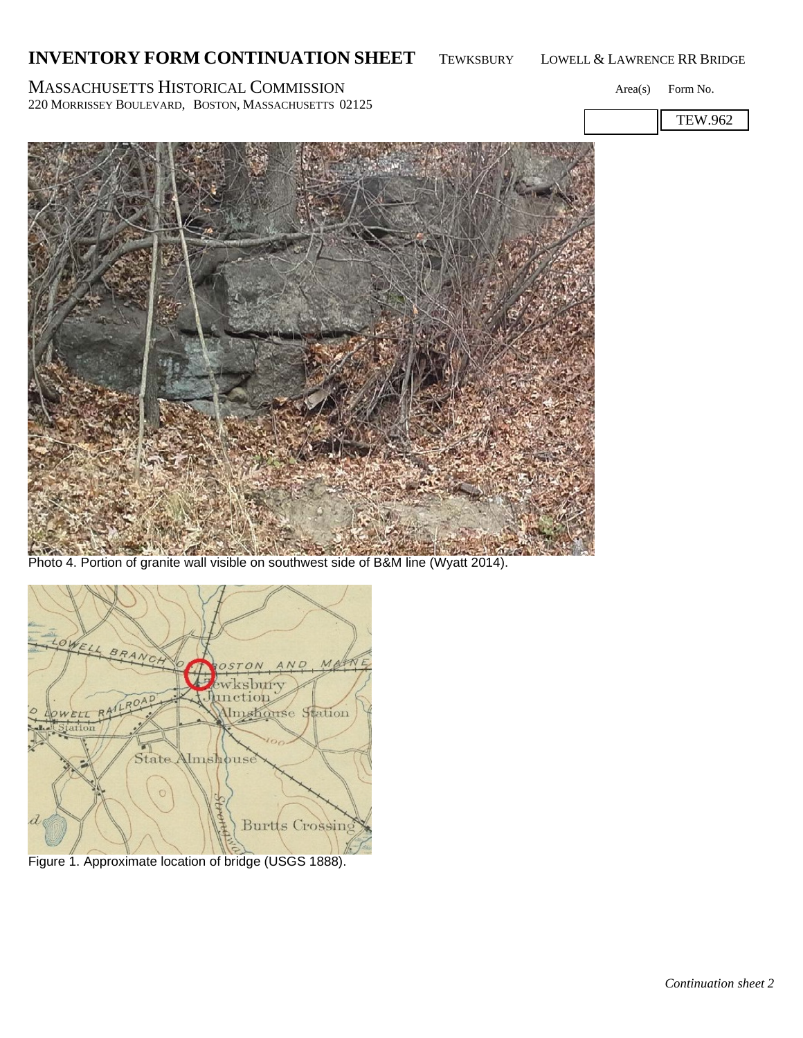Photo 4. Portion of granite wall visible on southwest side of B&M line (Wyatt 2014).

Figure 1. Approximate location of bridge (USGS 1888).